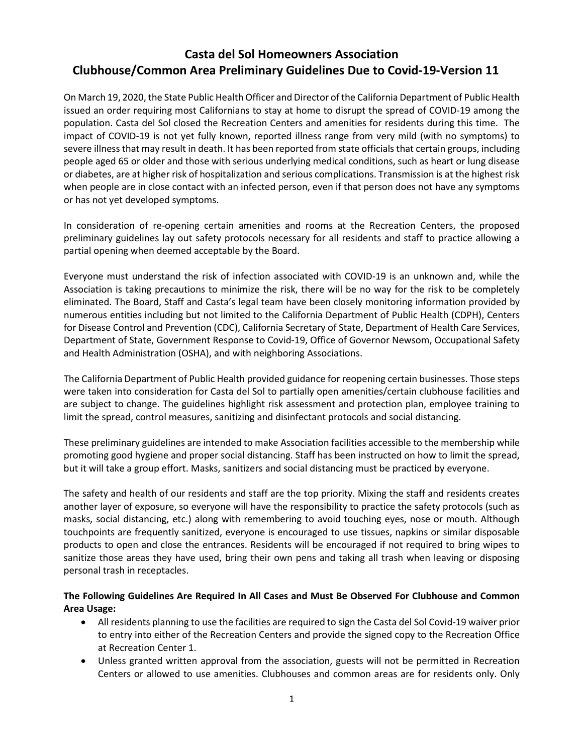# Casta del Sol Homeowners Association
# Clubhouse/Common Area Preliminary Guidelines Due to Covid-19-Version 11

On March 19, 2020, the State Public Health Officer and Director of the California Department of Public Health issued an order requiring most Californians to stay at home to disrupt the spread of COVID-19 among the population. Casta del Sol closed the Recreation Centers and amenities for residents during this time. The impact of COVID-19 is not yet fully known, reported illness range from very mild (with no symptoms) to severe illness that may result in death. It has been reported from state officials that certain groups, including people aged 65 or older and those with serious underlying medical conditions, such as heart or lung disease or diabetes, are at higher risk of hospitalization and serious complications. Transmission is at the highest risk when people are in close contact with an infected person, even if that person does not have any symptoms or has not yet developed symptoms.

In consideration of re-opening certain amenities and rooms at the Recreation Centers, the proposed preliminary guidelines lay out safety protocols necessary for all residents and staff to practice allowing a partial opening when deemed acceptable by the Board.

Everyone must understand the risk of infection associated with COVID-19 is an unknown and, while the Association is taking precautions to minimize the risk, there will be no way for the risk to be completely eliminated. The Board, Staff and Casta's legal team have been closely monitoring information provided by numerous entities including but not limited to the California Department of Public Health (CDPH), Centers for Disease Control and Prevention (CDC), California Secretary of State, Department of Health Care Services, Department of State, Government Response to Covid-19, Office of Governor Newsom, Occupational Safety and Health Administration (OSHA), and with neighboring Associations.

The California Department of Public Health provided guidance for reopening certain businesses. Those steps were taken into consideration for Casta del Sol to partially open amenities/certain clubhouse facilities and are subject to change. The guidelines highlight risk assessment and protection plan, employee training to limit the spread, control measures, sanitizing and disinfectant protocols and social distancing.

These preliminary guidelines are intended to make Association facilities accessible to the membership while promoting good hygiene and proper social distancing. Staff has been instructed on how to limit the spread, but it will take a group effort. Masks, sanitizers and social distancing must be practiced by everyone.

The safety and health of our residents and staff are the top priority. Mixing the staff and residents creates another layer of exposure, so everyone will have the responsibility to practice the safety protocols (such as masks, social distancing, etc.) along with remembering to avoid touching eyes, nose or mouth. Although touchpoints are frequently sanitized, everyone is encouraged to use tissues, napkins or similar disposable products to open and close the entrances. Residents will be encouraged if not required to bring wipes to sanitize those areas they have used, bring their own pens and taking all trash when leaving or disposing personal trash in receptacles.

**The Following Guidelines Are Required In All Cases and Must Be Observed For Clubhouse and Common Area Usage:**

- All residents planning to use the facilities are required to sign the Casta del Sol Covid-19 waiver prior to entry into either of the Recreation Centers and provide the signed copy to the Recreation Office at Recreation Center 1.
- Unless granted written approval from the association, guests will not be permitted in Recreation Centers or allowed to use amenities. Clubhouses and common areas are for residents only. Only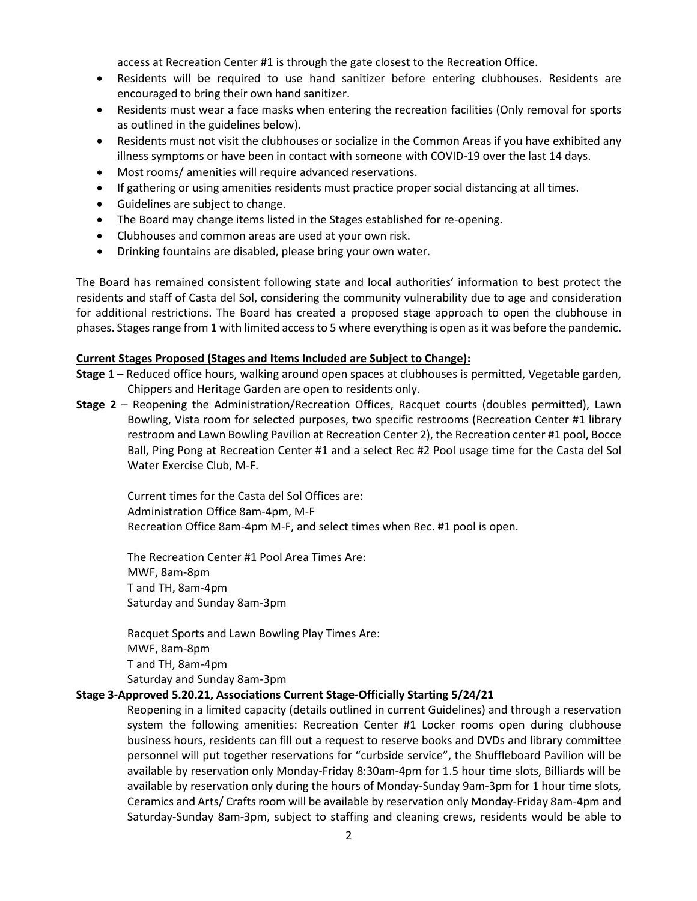access at Recreation Center #1 is through the gate closest to the Recreation Office.

- Residents will be required to use hand sanitizer before entering clubhouses. Residents are encouraged to bring their own hand sanitizer.
- Residents must wear a face masks when entering the recreation facilities (Only removal for sports as outlined in the guidelines below).
- Residents must not visit the clubhouses or socialize in the Common Areas if you have exhibited any illness symptoms or have been in contact with someone with COVID-19 over the last 14 days.
- Most rooms/ amenities will require advanced reservations.
- If gathering or using amenities residents must practice proper social distancing at all times.
- Guidelines are subject to change.
- The Board may change items listed in the Stages established for re-opening.
- Clubhouses and common areas are used at your own risk.
- Drinking fountains are disabled, please bring your own water.

The Board has remained consistent following state and local authorities' information to best protect the residents and staff of Casta del Sol, considering the community vulnerability due to age and consideration for additional restrictions. The Board has created a proposed stage approach to open the clubhouse in phases. Stages range from 1 with limited access to 5 where everything is open as it was before the pandemic.

**Current Stages Proposed (Stages and Items Included are Subject to Change):**

**Stage 1** – Reduced office hours, walking around open spaces at clubhouses is permitted, Vegetable garden, Chippers and Heritage Garden are open to residents only.

**Stage 2** – Reopening the Administration/Recreation Offices, Racquet courts (doubles permitted), Lawn Bowling, Vista room for selected purposes, two specific restrooms (Recreation Center #1 library restroom and Lawn Bowling Pavilion at Recreation Center 2), the Recreation center #1 pool, Bocce Ball, Ping Pong at Recreation Center #1 and a select Rec #2 Pool usage time for the Casta del Sol Water Exercise Club, M-F.

Current times for the Casta del Sol Offices are:
Administration Office 8am-4pm, M-F
Recreation Office 8am-4pm M-F, and select times when Rec. #1 pool is open.

The Recreation Center #1 Pool Area Times Are:
MWF, 8am-8pm
T and TH, 8am-4pm
Saturday and Sunday 8am-3pm

Racquet Sports and Lawn Bowling Play Times Are:
MWF, 8am-8pm
T and TH, 8am-4pm
Saturday and Sunday 8am-3pm

**Stage 3-Approved 5.20.21, Associations Current Stage-Officially Starting 5/24/21**

Reopening in a limited capacity (details outlined in current Guidelines) and through a reservation system the following amenities: Recreation Center #1 Locker rooms open during clubhouse business hours, residents can fill out a request to reserve books and DVDs and library committee personnel will put together reservations for "curbside service", the Shuffleboard Pavilion will be available by reservation only Monday-Friday 8:30am-4pm for 1.5 hour time slots, Billiards will be available by reservation only during the hours of Monday-Sunday 9am-3pm for 1 hour time slots, Ceramics and Arts/ Crafts room will be available by reservation only Monday-Friday 8am-4pm and Saturday-Sunday 8am-3pm, subject to staffing and cleaning crews, residents would be able to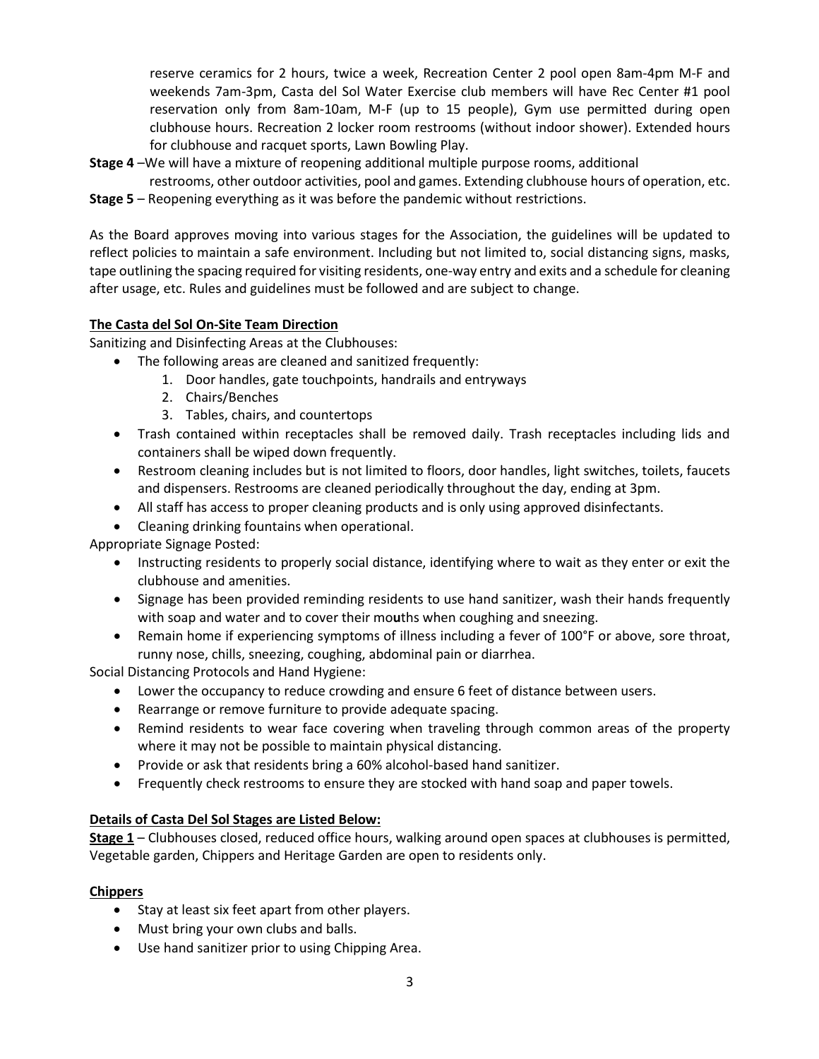reserve ceramics for 2 hours, twice a week, Recreation Center 2 pool open 8am-4pm M-F and weekends 7am-3pm, Casta del Sol Water Exercise club members will have Rec Center #1 pool reservation only from 8am-10am, M-F (up to 15 people), Gym use permitted during open clubhouse hours. Recreation 2 locker room restrooms (without indoor shower). Extended hours for clubhouse and racquet sports, Lawn Bowling Play.

**Stage 4** –We will have a mixture of reopening additional multiple purpose rooms, additional restrooms, other outdoor activities, pool and games. Extending clubhouse hours of operation, etc.

**Stage 5** – Reopening everything as it was before the pandemic without restrictions.

As the Board approves moving into various stages for the Association, the guidelines will be updated to reflect policies to maintain a safe environment. Including but not limited to, social distancing signs, masks, tape outlining the spacing required for visiting residents, one-way entry and exits and a schedule for cleaning after usage, etc. Rules and guidelines must be followed and are subject to change.

**<u>The Casta del Sol On-Site Team Direction</u>**

Sanitizing and Disinfecting Areas at the Clubhouses:

- The following areas are cleaned and sanitized frequently:
  1. Door handles, gate touchpoints, handrails and entryways
  2. Chairs/Benches
  3. Tables, chairs, and countertops
- Trash contained within receptacles shall be removed daily. Trash receptacles including lids and containers shall be wiped down frequently.
- Restroom cleaning includes but is not limited to floors, door handles, light switches, toilets, faucets and dispensers. Restrooms are cleaned periodically throughout the day, ending at 3pm.
- All staff has access to proper cleaning products and is only using approved disinfectants.
- Cleaning drinking fountains when operational.

Appropriate Signage Posted:

- Instructing residents to properly social distance, identifying where to wait as they enter or exit the clubhouse and amenities.
- Signage has been provided reminding residents to use hand sanitizer, wash their hands frequently with soap and water and to cover their mouths when coughing and sneezing.
- Remain home if experiencing symptoms of illness including a fever of 100°F or above, sore throat, runny nose, chills, sneezing, coughing, abdominal pain or diarrhea.

Social Distancing Protocols and Hand Hygiene:

- Lower the occupancy to reduce crowding and ensure 6 feet of distance between users.
- Rearrange or remove furniture to provide adequate spacing.
- Remind residents to wear face covering when traveling through common areas of the property where it may not be possible to maintain physical distancing.
- Provide or ask that residents bring a 60% alcohol-based hand sanitizer.
- Frequently check restrooms to ensure they are stocked with hand soap and paper towels.

**<u>Details of Casta Del Sol Stages are Listed Below:</u>**

**<u>Stage 1</u>** – Clubhouses closed, reduced office hours, walking around open spaces at clubhouses is permitted, Vegetable garden, Chippers and Heritage Garden are open to residents only.

**<u>Chippers</u>**

- Stay at least six feet apart from other players.
- Must bring your own clubs and balls.
- Use hand sanitizer prior to using Chipping Area.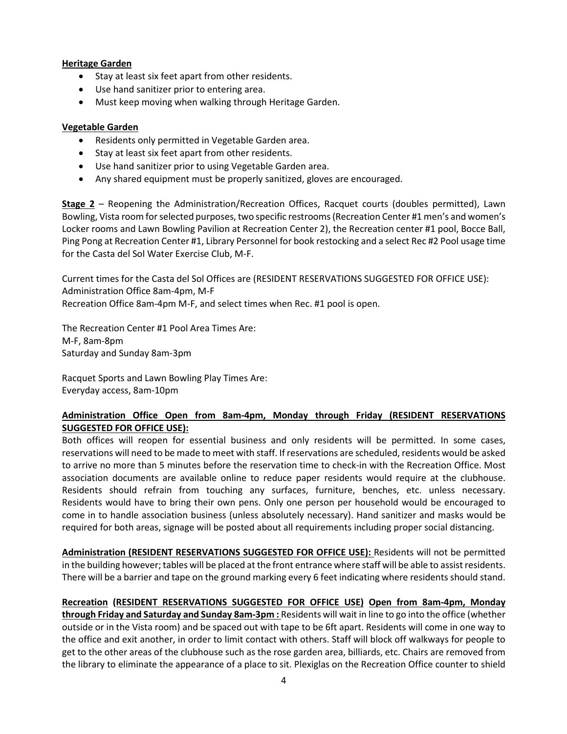**Heritage Garden**

- Stay at least six feet apart from other residents.
- Use hand sanitizer prior to entering area.
- Must keep moving when walking through Heritage Garden.

**Vegetable Garden**

- Residents only permitted in Vegetable Garden area.
- Stay at least six feet apart from other residents.
- Use hand sanitizer prior to using Vegetable Garden area.
- Any shared equipment must be properly sanitized, gloves are encouraged.

**Stage 2** – Reopening the Administration/Recreation Offices, Racquet courts (doubles permitted), Lawn Bowling, Vista room for selected purposes, two specific restrooms (Recreation Center #1 men's and women's Locker rooms and Lawn Bowling Pavilion at Recreation Center 2), the Recreation center #1 pool, Bocce Ball, Ping Pong at Recreation Center #1, Library Personnel for book restocking and a select Rec #2 Pool usage time for the Casta del Sol Water Exercise Club, M-F.

Current times for the Casta del Sol Offices are (RESIDENT RESERVATIONS SUGGESTED FOR OFFICE USE):
Administration Office 8am-4pm, M-F
Recreation Office 8am-4pm M-F, and select times when Rec. #1 pool is open.

The Recreation Center #1 Pool Area Times Are:
M-F, 8am-8pm
Saturday and Sunday 8am-3pm

Racquet Sports and Lawn Bowling Play Times Are:
Everyday access, 8am-10pm

**Administration Office Open from 8am-4pm, Monday through Friday (RESIDENT RESERVATIONS SUGGESTED FOR OFFICE USE):**
Both offices will reopen for essential business and only residents will be permitted. In some cases, reservations will need to be made to meet with staff. If reservations are scheduled, residents would be asked to arrive no more than 5 minutes before the reservation time to check-in with the Recreation Office. Most association documents are available online to reduce paper residents would require at the clubhouse. Residents should refrain from touching any surfaces, furniture, benches, etc. unless necessary. Residents would have to bring their own pens. Only one person per household would be encouraged to come in to handle association business (unless absolutely necessary). Hand sanitizer and masks would be required for both areas, signage will be posted about all requirements including proper social distancing.

**Administration (RESIDENT RESERVATIONS SUGGESTED FOR OFFICE USE):** Residents will not be permitted in the building however; tables will be placed at the front entrance where staff will be able to assist residents. There will be a barrier and tape on the ground marking every 6 feet indicating where residents should stand.

**Recreation (RESIDENT RESERVATIONS SUGGESTED FOR OFFICE USE) Open from 8am-4pm, Monday through Friday and Saturday and Sunday 8am-3pm :** Residents will wait in line to go into the office (whether outside or in the Vista room) and be spaced out with tape to be 6ft apart. Residents will come in one way to the office and exit another, in order to limit contact with others. Staff will block off walkways for people to get to the other areas of the clubhouse such as the rose garden area, billiards, etc. Chairs are removed from the library to eliminate the appearance of a place to sit. Plexiglas on the Recreation Office counter to shield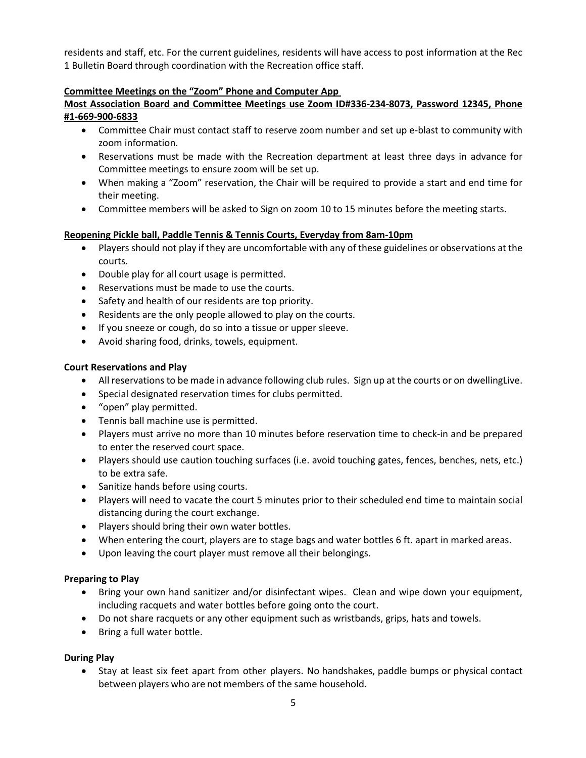residents and staff, etc. For the current guidelines, residents will have access to post information at the Rec 1 Bulletin Board through coordination with the Recreation office staff.

**Committee Meetings on the "Zoom" Phone and Computer App**

**Most Association Board and Committee Meetings use Zoom ID#336-234-8073, Password 12345, Phone #1-669-900-6833**

- Committee Chair must contact staff to reserve zoom number and set up e-blast to community with zoom information.
- Reservations must be made with the Recreation department at least three days in advance for Committee meetings to ensure zoom will be set up.
- When making a "Zoom" reservation, the Chair will be required to provide a start and end time for their meeting.
- Committee members will be asked to Sign on zoom 10 to 15 minutes before the meeting starts.

**Reopening Pickle ball, Paddle Tennis & Tennis Courts, Everyday from 8am-10pm**

- Players should not play if they are uncomfortable with any of these guidelines or observations at the courts.
- Double play for all court usage is permitted.
- Reservations must be made to use the courts.
- Safety and health of our residents are top priority.
- Residents are the only people allowed to play on the courts.
- If you sneeze or cough, do so into a tissue or upper sleeve.
- Avoid sharing food, drinks, towels, equipment.

**Court Reservations and Play**

- All reservations to be made in advance following club rules. Sign up at the courts or on dwellingLive.
- Special designated reservation times for clubs permitted.
- "open" play permitted.
- Tennis ball machine use is permitted.
- Players must arrive no more than 10 minutes before reservation time to check-in and be prepared to enter the reserved court space.
- Players should use caution touching surfaces (i.e. avoid touching gates, fences, benches, nets, etc.) to be extra safe.
- Sanitize hands before using courts.
- Players will need to vacate the court 5 minutes prior to their scheduled end time to maintain social distancing during the court exchange.
- Players should bring their own water bottles.
- When entering the court, players are to stage bags and water bottles 6 ft. apart in marked areas.
- Upon leaving the court player must remove all their belongings.

**Preparing to Play**

- Bring your own hand sanitizer and/or disinfectant wipes. Clean and wipe down your equipment, including racquets and water bottles before going onto the court.
- Do not share racquets or any other equipment such as wristbands, grips, hats and towels.
- Bring a full water bottle.

**During Play**

- Stay at least six feet apart from other players. No handshakes, paddle bumps or physical contact between players who are not members of the same household.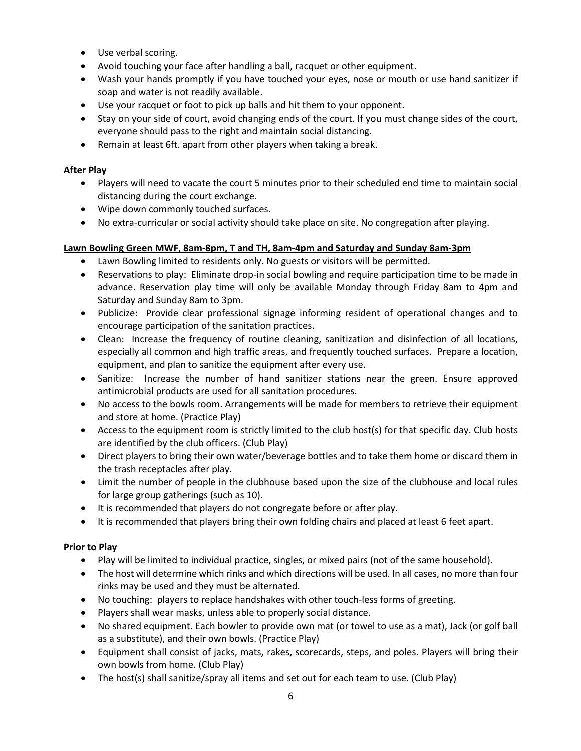- Use verbal scoring.
- Avoid touching your face after handling a ball, racquet or other equipment.
- Wash your hands promptly if you have touched your eyes, nose or mouth or use hand sanitizer if soap and water is not readily available.
- Use your racquet or foot to pick up balls and hit them to your opponent.
- Stay on your side of court, avoid changing ends of the court. If you must change sides of the court, everyone should pass to the right and maintain social distancing.
- Remain at least 6ft. apart from other players when taking a break.

**After Play**

- Players will need to vacate the court 5 minutes prior to their scheduled end time to maintain social distancing during the court exchange.
- Wipe down commonly touched surfaces.
- No extra-curricular or social activity should take place on site. No congregation after playing.

**Lawn Bowling Green MWF, 8am-8pm, T and TH, 8am-4pm and Saturday and Sunday 8am-3pm**

- Lawn Bowling limited to residents only. No guests or visitors will be permitted.
- Reservations to play: Eliminate drop-in social bowling and require participation time to be made in advance. Reservation play time will only be available Monday through Friday 8am to 4pm and Saturday and Sunday 8am to 3pm.
- Publicize: Provide clear professional signage informing resident of operational changes and to encourage participation of the sanitation practices.
- Clean: Increase the frequency of routine cleaning, sanitization and disinfection of all locations, especially all common and high traffic areas, and frequently touched surfaces. Prepare a location, equipment, and plan to sanitize the equipment after every use.
- Sanitize: Increase the number of hand sanitizer stations near the green. Ensure approved antimicrobial products are used for all sanitation procedures.
- No access to the bowls room. Arrangements will be made for members to retrieve their equipment and store at home. (Practice Play)
- Access to the equipment room is strictly limited to the club host(s) for that specific day. Club hosts are identified by the club officers. (Club Play)
- Direct players to bring their own water/beverage bottles and to take them home or discard them in the trash receptacles after play.
- Limit the number of people in the clubhouse based upon the size of the clubhouse and local rules for large group gatherings (such as 10).
- It is recommended that players do not congregate before or after play.
- It is recommended that players bring their own folding chairs and placed at least 6 feet apart.

**Prior to Play**

- Play will be limited to individual practice, singles, or mixed pairs (not of the same household).
- The host will determine which rinks and which directions will be used. In all cases, no more than four rinks may be used and they must be alternated.
- No touching: players to replace handshakes with other touch-less forms of greeting.
- Players shall wear masks, unless able to properly social distance.
- No shared equipment. Each bowler to provide own mat (or towel to use as a mat), Jack (or golf ball as a substitute), and their own bowls. (Practice Play)
- Equipment shall consist of jacks, mats, rakes, scorecards, steps, and poles. Players will bring their own bowls from home. (Club Play)
- The host(s) shall sanitize/spray all items and set out for each team to use. (Club Play)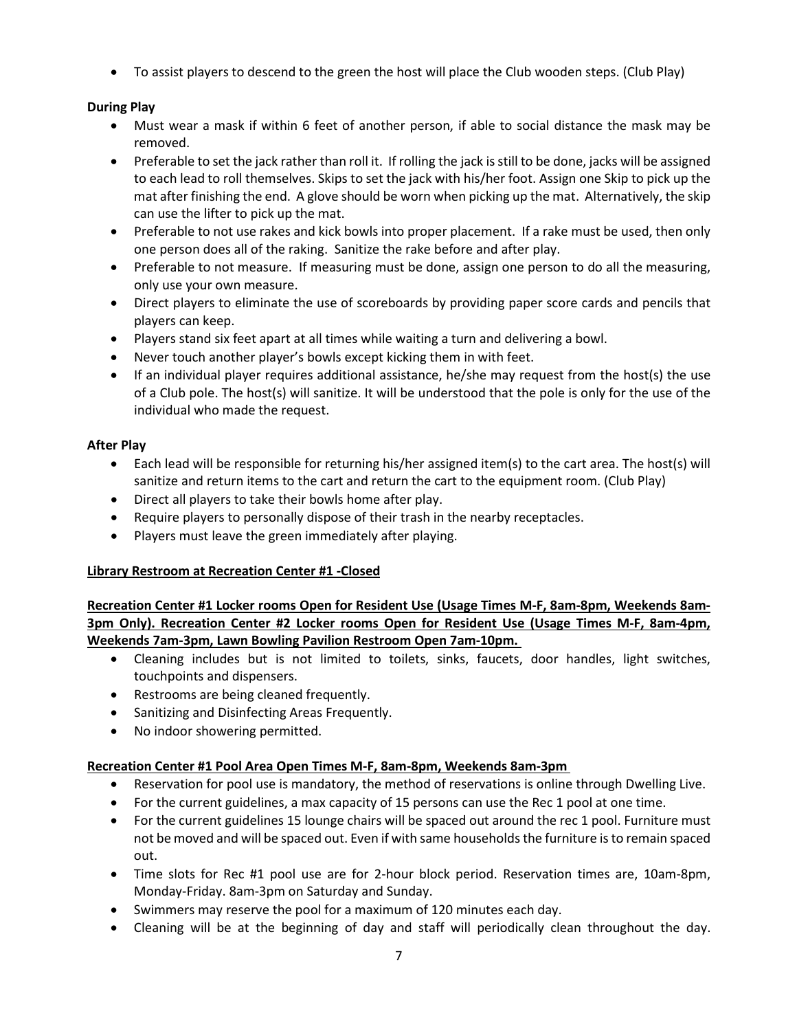- To assist players to descend to the green the host will place the Club wooden steps. (Club Play)

**During Play**

- Must wear a mask if within 6 feet of another person, if able to social distance the mask may be removed.
- Preferable to set the jack rather than roll it. If rolling the jack is still to be done, jacks will be assigned to each lead to roll themselves. Skips to set the jack with his/her foot. Assign one Skip to pick up the mat after finishing the end. A glove should be worn when picking up the mat. Alternatively, the skip can use the lifter to pick up the mat.
- Preferable to not use rakes and kick bowls into proper placement. If a rake must be used, then only one person does all of the raking. Sanitize the rake before and after play.
- Preferable to not measure. If measuring must be done, assign one person to do all the measuring, only use your own measure.
- Direct players to eliminate the use of scoreboards by providing paper score cards and pencils that players can keep.
- Players stand six feet apart at all times while waiting a turn and delivering a bowl.
- Never touch another player's bowls except kicking them in with feet.
- If an individual player requires additional assistance, he/she may request from the host(s) the use of a Club pole. The host(s) will sanitize. It will be understood that the pole is only for the use of the individual who made the request.

**After Play**

- Each lead will be responsible for returning his/her assigned item(s) to the cart area. The host(s) will sanitize and return items to the cart and return the cart to the equipment room. (Club Play)
- Direct all players to take their bowls home after play.
- Require players to personally dispose of their trash in the nearby receptacles.
- Players must leave the green immediately after playing.

**<u>Library Restroom at Recreation Center #1 -Closed</u>**

**<u>Recreation Center #1 Locker rooms Open for Resident Use (Usage Times M-F, 8am-8pm, Weekends 8am-3pm Only). Recreation Center #2 Locker rooms Open for Resident Use (Usage Times M-F, 8am-4pm, Weekends 7am-3pm, Lawn Bowling Pavilion Restroom Open 7am-10pm.</u>**

- Cleaning includes but is not limited to toilets, sinks, faucets, door handles, light switches, touchpoints and dispensers.
- Restrooms are being cleaned frequently.
- Sanitizing and Disinfecting Areas Frequently.
- No indoor showering permitted.

**<u>Recreation Center #1 Pool Area Open Times M-F, 8am-8pm, Weekends 8am-3pm</u>**

- Reservation for pool use is mandatory, the method of reservations is online through Dwelling Live.
- For the current guidelines, a max capacity of 15 persons can use the Rec 1 pool at one time.
- For the current guidelines 15 lounge chairs will be spaced out around the rec 1 pool. Furniture must not be moved and will be spaced out. Even if with same households the furniture is to remain spaced out.
- Time slots for Rec #1 pool use are for 2-hour block period. Reservation times are, 10am-8pm, Monday-Friday. 8am-3pm on Saturday and Sunday.
- Swimmers may reserve the pool for a maximum of 120 minutes each day.
- Cleaning will be at the beginning of day and staff will periodically clean throughout the day.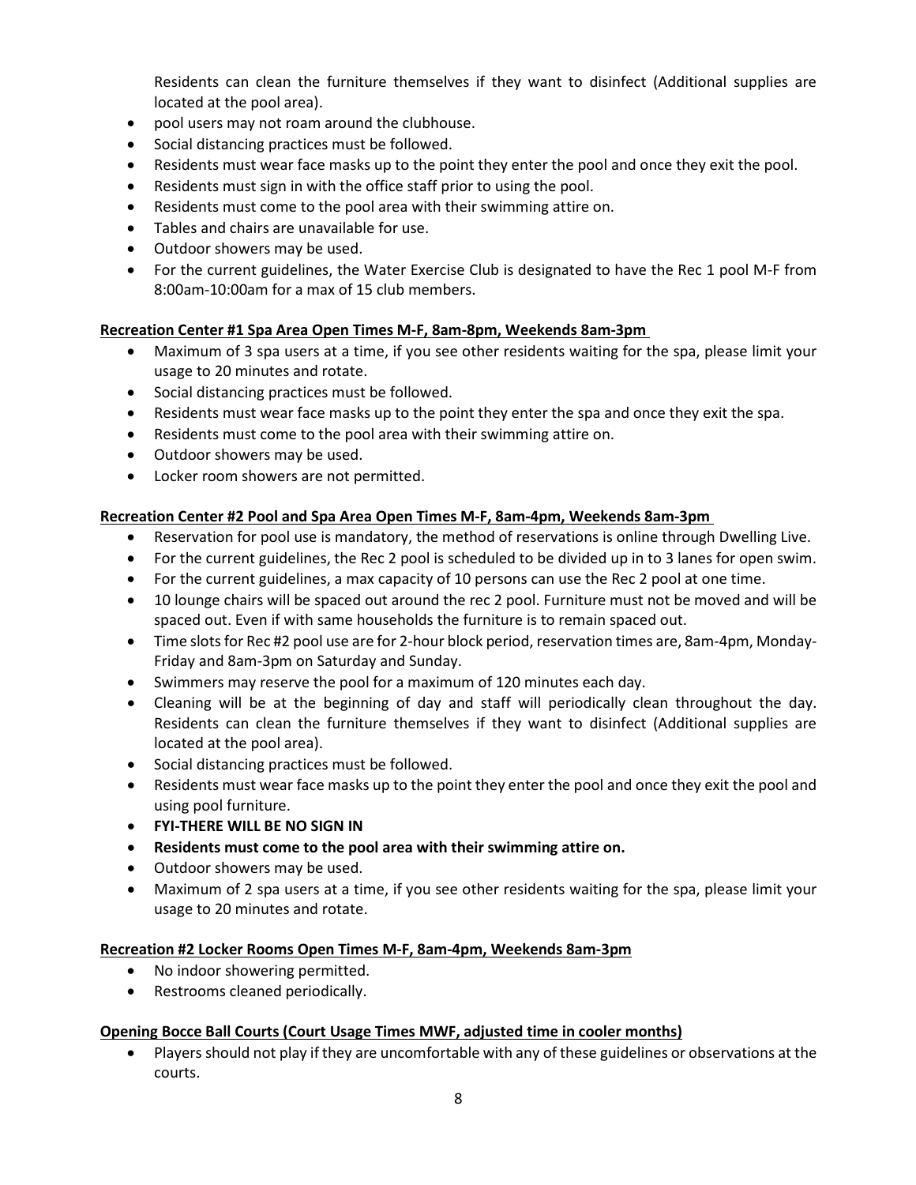Residents can clean the furniture themselves if they want to disinfect (Additional supplies are located at the pool area).

- pool users may not roam around the clubhouse.
- Social distancing practices must be followed.
- Residents must wear face masks up to the point they enter the pool and once they exit the pool.
- Residents must sign in with the office staff prior to using the pool.
- Residents must come to the pool area with their swimming attire on.
- Tables and chairs are unavailable for use.
- Outdoor showers may be used.
- For the current guidelines, the Water Exercise Club is designated to have the Rec 1 pool M-F from 8:00am-10:00am for a max of 15 club members.

**Recreation Center #1 Spa Area Open Times M-F, 8am-8pm, Weekends 8am-3pm**

- Maximum of 3 spa users at a time, if you see other residents waiting for the spa, please limit your usage to 20 minutes and rotate.
- Social distancing practices must be followed.
- Residents must wear face masks up to the point they enter the spa and once they exit the spa.
- Residents must come to the pool area with their swimming attire on.
- Outdoor showers may be used.
- Locker room showers are not permitted.

**Recreation Center #2 Pool and Spa Area Open Times M-F, 8am-4pm, Weekends 8am-3pm**

- Reservation for pool use is mandatory, the method of reservations is online through Dwelling Live.
- For the current guidelines, the Rec 2 pool is scheduled to be divided up in to 3 lanes for open swim.
- For the current guidelines, a max capacity of 10 persons can use the Rec 2 pool at one time.
- 10 lounge chairs will be spaced out around the rec 2 pool. Furniture must not be moved and will be spaced out. Even if with same households the furniture is to remain spaced out.
- Time slots for Rec #2 pool use are for 2-hour block period, reservation times are, 8am-4pm, Monday-Friday and 8am-3pm on Saturday and Sunday.
- Swimmers may reserve the pool for a maximum of 120 minutes each day.
- Cleaning will be at the beginning of day and staff will periodically clean throughout the day. Residents can clean the furniture themselves if they want to disinfect (Additional supplies are located at the pool area).
- Social distancing practices must be followed.
- Residents must wear face masks up to the point they enter the pool and once they exit the pool and using pool furniture.
- **FYI-THERE WILL BE NO SIGN IN**
- **Residents must come to the pool area with their swimming attire on.**
- Outdoor showers may be used.
- Maximum of 2 spa users at a time, if you see other residents waiting for the spa, please limit your usage to 20 minutes and rotate.

**Recreation #2 Locker Rooms Open Times M-F, 8am-4pm, Weekends 8am-3pm**

- No indoor showering permitted.
- Restrooms cleaned periodically.

**Opening Bocce Ball Courts (Court Usage Times MWF, adjusted time in cooler months)**

- Players should not play if they are uncomfortable with any of these guidelines or observations at the courts.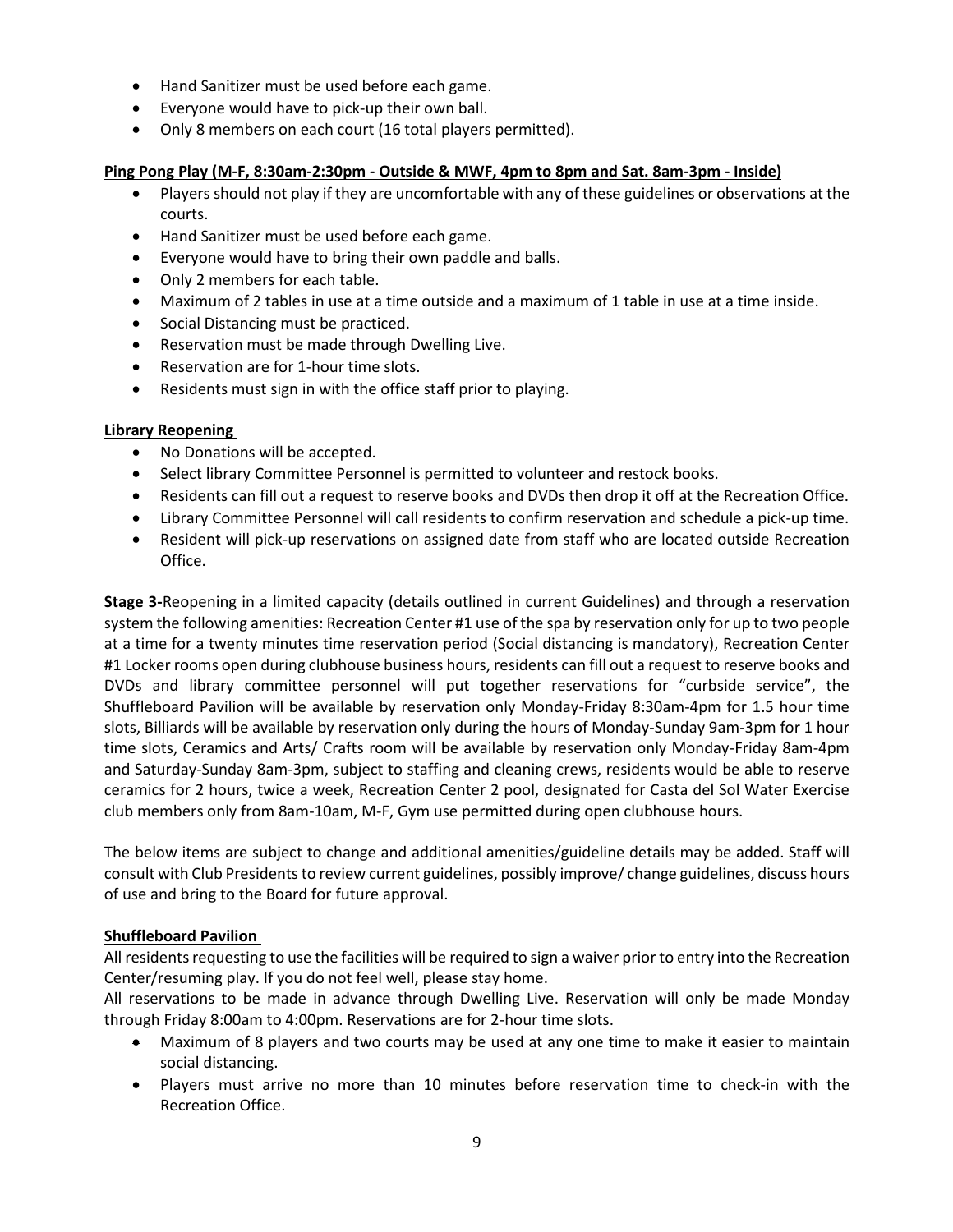- Hand Sanitizer must be used before each game.
- Everyone would have to pick-up their own ball.
- Only 8 members on each court (16 total players permitted).

**Ping Pong Play (M-F, 8:30am-2:30pm - Outside & MWF, 4pm to 8pm and Sat. 8am-3pm - Inside)**

- Players should not play if they are uncomfortable with any of these guidelines or observations at the courts.
- Hand Sanitizer must be used before each game.
- Everyone would have to bring their own paddle and balls.
- Only 2 members for each table.
- Maximum of 2 tables in use at a time outside and a maximum of 1 table in use at a time inside.
- Social Distancing must be practiced.
- Reservation must be made through Dwelling Live.
- Reservation are for 1-hour time slots.
- Residents must sign in with the office staff prior to playing.

**Library Reopening**

- No Donations will be accepted.
- Select library Committee Personnel is permitted to volunteer and restock books.
- Residents can fill out a request to reserve books and DVDs then drop it off at the Recreation Office.
- Library Committee Personnel will call residents to confirm reservation and schedule a pick-up time.
- Resident will pick-up reservations on assigned date from staff who are located outside Recreation Office.

**Stage 3-**Reopening in a limited capacity (details outlined in current Guidelines) and through a reservation system the following amenities: Recreation Center #1 use of the spa by reservation only for up to two people at a time for a twenty minutes time reservation period (Social distancing is mandatory), Recreation Center #1 Locker rooms open during clubhouse business hours, residents can fill out a request to reserve books and DVDs and library committee personnel will put together reservations for "curbside service", the Shuffleboard Pavilion will be available by reservation only Monday-Friday 8:30am-4pm for 1.5 hour time slots, Billiards will be available by reservation only during the hours of Monday-Sunday 9am-3pm for 1 hour time slots, Ceramics and Arts/ Crafts room will be available by reservation only Monday-Friday 8am-4pm and Saturday-Sunday 8am-3pm, subject to staffing and cleaning crews, residents would be able to reserve ceramics for 2 hours, twice a week, Recreation Center 2 pool, designated for Casta del Sol Water Exercise club members only from 8am-10am, M-F, Gym use permitted during open clubhouse hours.

The below items are subject to change and additional amenities/guideline details may be added. Staff will consult with Club Presidents to review current guidelines, possibly improve/ change guidelines, discuss hours of use and bring to the Board for future approval.

**Shuffleboard Pavilion**

All residents requesting to use the facilities will be required to sign a waiver prior to entry into the Recreation Center/resuming play. If you do not feel well, please stay home.

All reservations to be made in advance through Dwelling Live. Reservation will only be made Monday through Friday 8:00am to 4:00pm. Reservations are for 2-hour time slots.

- Maximum of 8 players and two courts may be used at any one time to make it easier to maintain social distancing.
- Players must arrive no more than 10 minutes before reservation time to check-in with the Recreation Office.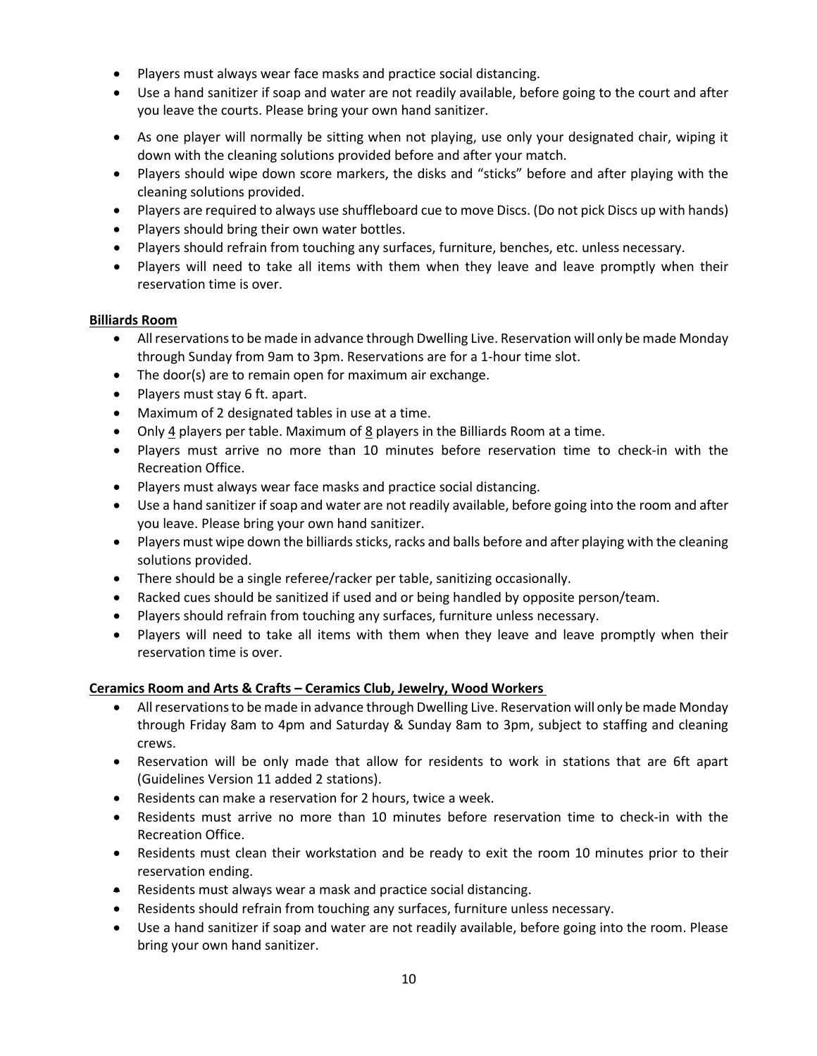- Players must always wear face masks and practice social distancing.
- Use a hand sanitizer if soap and water are not readily available, before going to the court and after you leave the courts. Please bring your own hand sanitizer.
- As one player will normally be sitting when not playing, use only your designated chair, wiping it down with the cleaning solutions provided before and after your match.
- Players should wipe down score markers, the disks and "sticks" before and after playing with the cleaning solutions provided.
- Players are required to always use shuffleboard cue to move Discs. (Do not pick Discs up with hands)
- Players should bring their own water bottles.
- Players should refrain from touching any surfaces, furniture, benches, etc. unless necessary.
- Players will need to take all items with them when they leave and leave promptly when their reservation time is over.

**Billiards Room**

- All reservations to be made in advance through Dwelling Live. Reservation will only be made Monday through Sunday from 9am to 3pm. Reservations are for a 1-hour time slot.
- The door(s) are to remain open for maximum air exchange.
- Players must stay 6 ft. apart.
- Maximum of 2 designated tables in use at a time.
- Only 4 players per table. Maximum of 8 players in the Billiards Room at a time.
- Players must arrive no more than 10 minutes before reservation time to check-in with the Recreation Office.
- Players must always wear face masks and practice social distancing.
- Use a hand sanitizer if soap and water are not readily available, before going into the room and after you leave. Please bring your own hand sanitizer.
- Players must wipe down the billiards sticks, racks and balls before and after playing with the cleaning solutions provided.
- There should be a single referee/racker per table, sanitizing occasionally.
- Racked cues should be sanitized if used and or being handled by opposite person/team.
- Players should refrain from touching any surfaces, furniture unless necessary.
- Players will need to take all items with them when they leave and leave promptly when their reservation time is over.

**Ceramics Room and Arts & Crafts – Ceramics Club, Jewelry, Wood Workers**

- All reservations to be made in advance through Dwelling Live. Reservation will only be made Monday through Friday 8am to 4pm and Saturday & Sunday 8am to 3pm, subject to staffing and cleaning crews.
- Reservation will be only made that allow for residents to work in stations that are 6ft apart (Guidelines Version 11 added 2 stations).
- Residents can make a reservation for 2 hours, twice a week.
- Residents must arrive no more than 10 minutes before reservation time to check-in with the Recreation Office.
- Residents must clean their workstation and be ready to exit the room 10 minutes prior to their reservation ending.
- Residents must always wear a mask and practice social distancing.
- Residents should refrain from touching any surfaces, furniture unless necessary.
- Use a hand sanitizer if soap and water are not readily available, before going into the room. Please bring your own hand sanitizer.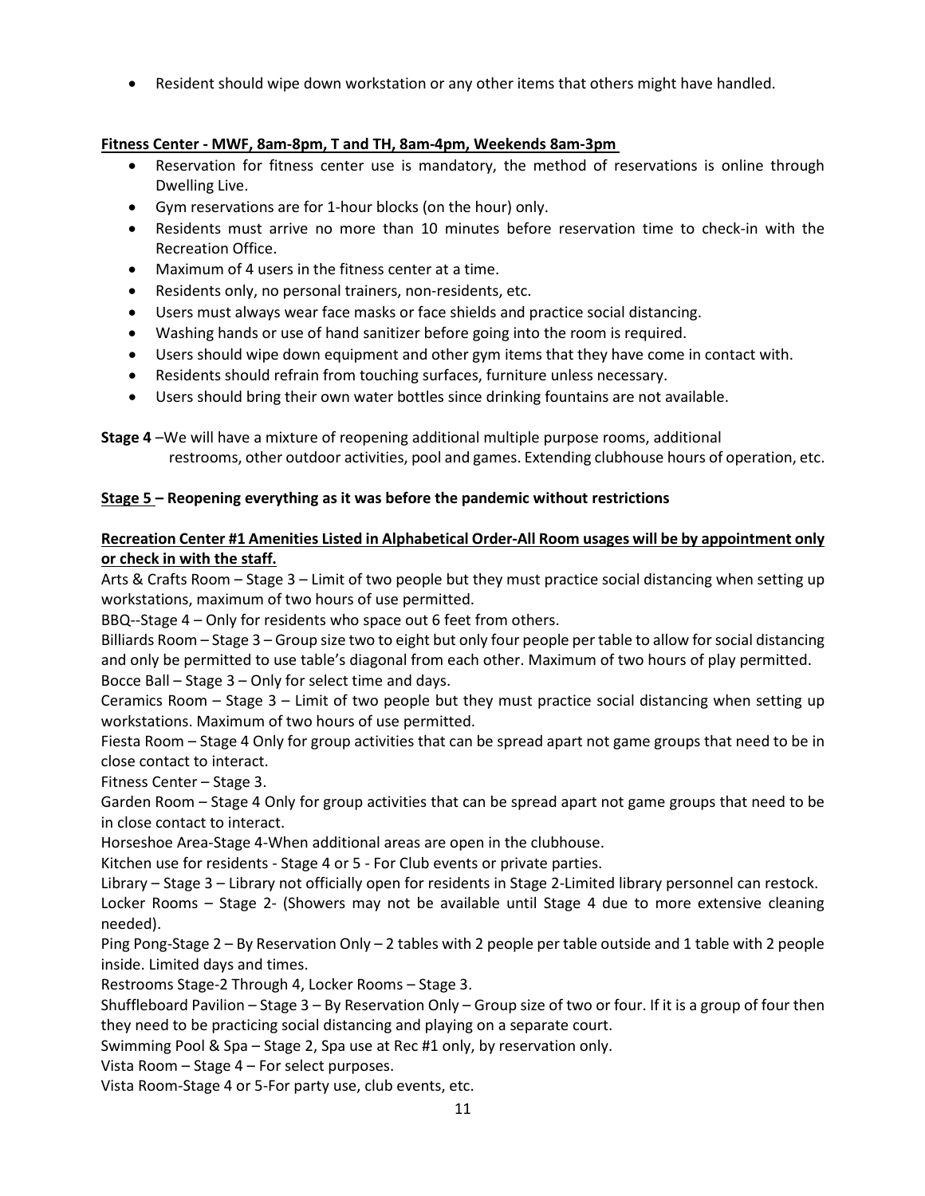- Resident should wipe down workstation or any other items that others might have handled.

**Fitness Center - MWF, 8am-8pm, T and TH, 8am-4pm, Weekends 8am-3pm**

- Reservation for fitness center use is mandatory, the method of reservations is online through Dwelling Live.
- Gym reservations are for 1-hour blocks (on the hour) only.
- Residents must arrive no more than 10 minutes before reservation time to check-in with the Recreation Office.
- Maximum of 4 users in the fitness center at a time.
- Residents only, no personal trainers, non-residents, etc.
- Users must always wear face masks or face shields and practice social distancing.
- Washing hands or use of hand sanitizer before going into the room is required.
- Users should wipe down equipment and other gym items that they have come in contact with.
- Residents should refrain from touching surfaces, furniture unless necessary.
- Users should bring their own water bottles since drinking fountains are not available.

**Stage 4** –We will have a mixture of reopening additional multiple purpose rooms, additional restrooms, other outdoor activities, pool and games. Extending clubhouse hours of operation, etc.

**Stage 5 – Reopening everything as it was before the pandemic without restrictions**

**Recreation Center #1 Amenities Listed in Alphabetical Order-All Room usages will be by appointment only or check in with the staff.**

Arts & Crafts Room – Stage 3 – Limit of two people but they must practice social distancing when setting up workstations, maximum of two hours of use permitted.

BBQ--Stage 4 – Only for residents who space out 6 feet from others.

Billiards Room – Stage 3 – Group size two to eight but only four people per table to allow for social distancing and only be permitted to use table's diagonal from each other. Maximum of two hours of play permitted.

Bocce Ball – Stage 3 – Only for select time and days.

Ceramics Room – Stage 3 – Limit of two people but they must practice social distancing when setting up workstations. Maximum of two hours of use permitted.

Fiesta Room – Stage 4 Only for group activities that can be spread apart not game groups that need to be in close contact to interact.

Fitness Center – Stage 3.

Garden Room – Stage 4 Only for group activities that can be spread apart not game groups that need to be in close contact to interact.

Horseshoe Area-Stage 4-When additional areas are open in the clubhouse.

Kitchen use for residents - Stage 4 or 5 - For Club events or private parties.

Library – Stage 3 – Library not officially open for residents in Stage 2-Limited library personnel can restock.

Locker Rooms – Stage 2- (Showers may not be available until Stage 4 due to more extensive cleaning needed).

Ping Pong-Stage 2 – By Reservation Only – 2 tables with 2 people per table outside and 1 table with 2 people inside. Limited days and times.

Restrooms Stage-2 Through 4, Locker Rooms – Stage 3.

Shuffleboard Pavilion – Stage 3 – By Reservation Only – Group size of two or four. If it is a group of four then they need to be practicing social distancing and playing on a separate court.

Swimming Pool & Spa – Stage 2, Spa use at Rec #1 only, by reservation only.

Vista Room – Stage 4 – For select purposes.

Vista Room-Stage 4 or 5-For party use, club events, etc.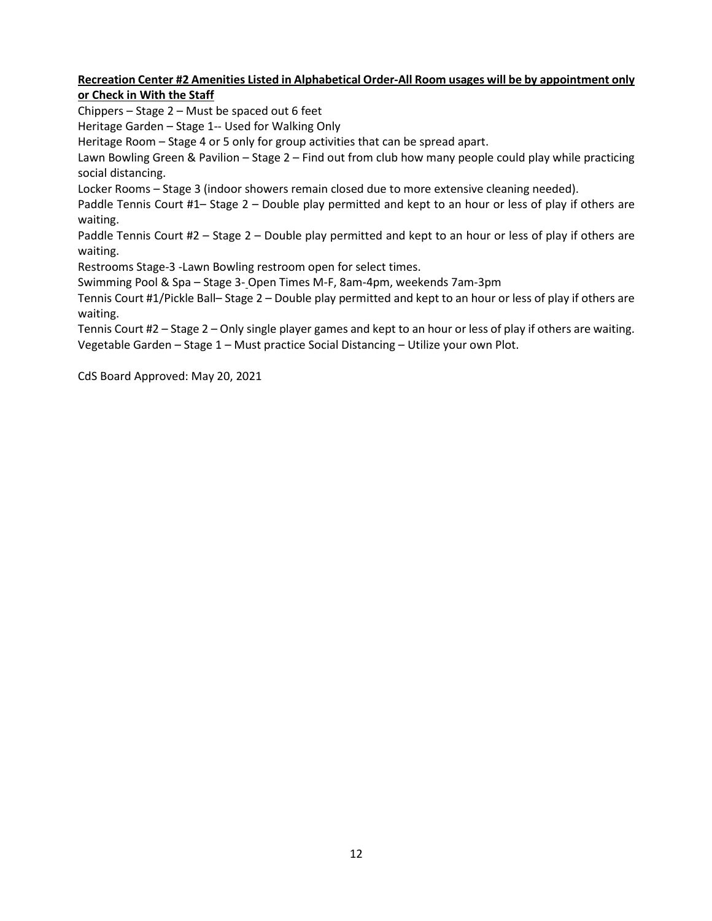**Recreation Center #2 Amenities Listed in Alphabetical Order-All Room usages will be by appointment only or Check in With the Staff**

Chippers – Stage 2 – Must be spaced out 6 feet

Heritage Garden – Stage 1-- Used for Walking Only

Heritage Room – Stage 4 or 5 only for group activities that can be spread apart.

Lawn Bowling Green & Pavilion – Stage 2 – Find out from club how many people could play while practicing social distancing.

Locker Rooms – Stage 3 (indoor showers remain closed due to more extensive cleaning needed).

Paddle Tennis Court #1– Stage 2 – Double play permitted and kept to an hour or less of play if others are waiting.

Paddle Tennis Court #2 – Stage 2 – Double play permitted and kept to an hour or less of play if others are waiting.

Restrooms Stage-3 -Lawn Bowling restroom open for select times.

Swimming Pool & Spa – Stage 3- Open Times M-F, 8am-4pm, weekends 7am-3pm

Tennis Court #1/Pickle Ball– Stage 2 – Double play permitted and kept to an hour or less of play if others are waiting.

Tennis Court #2 – Stage 2 – Only single player games and kept to an hour or less of play if others are waiting.

Vegetable Garden – Stage 1 – Must practice Social Distancing – Utilize your own Plot.

CdS Board Approved: May 20, 2021